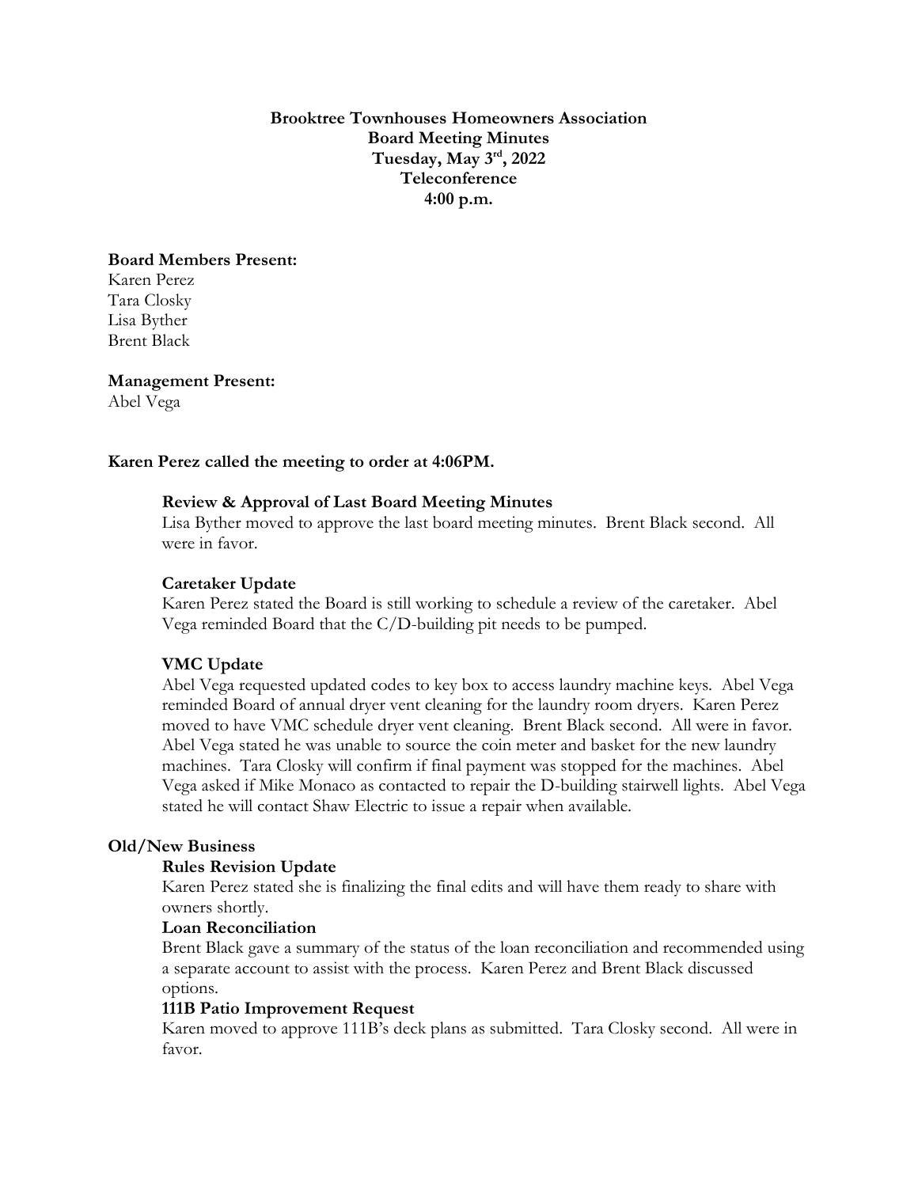**Brooktree Townhouses Homeowners Association**
**Board Meeting Minutes**
**Tuesday, May 3rd, 2022**
**Teleconference**
**4:00 p.m.**

**Board Members Present:**
Karen Perez
Tara Closky
Lisa Byther
Brent Black

**Management Present:**
Abel Vega

**Karen Perez called the meeting to order at 4:06PM.**

**Review & Approval of Last Board Meeting Minutes**

Lisa Byther moved to approve the last board meeting minutes. Brent Black second. All were in favor.

**Caretaker Update**

Karen Perez stated the Board is still working to schedule a review of the caretaker. Abel Vega reminded Board that the C/D-building pit needs to be pumped.

**VMC Update**

Abel Vega requested updated codes to key box to access laundry machine keys. Abel Vega reminded Board of annual dryer vent cleaning for the laundry room dryers. Karen Perez moved to have VMC schedule dryer vent cleaning. Brent Black second. All were in favor. Abel Vega stated he was unable to source the coin meter and basket for the new laundry machines. Tara Closky will confirm if final payment was stopped for the machines. Abel Vega asked if Mike Monaco as contacted to repair the D-building stairwell lights. Abel Vega stated he will contact Shaw Electric to issue a repair when available.

**Old/New Business**

**Rules Revision Update**

Karen Perez stated she is finalizing the final edits and will have them ready to share with owners shortly.

**Loan Reconciliation**

Brent Black gave a summary of the status of the loan reconciliation and recommended using a separate account to assist with the process. Karen Perez and Brent Black discussed options.

**111B Patio Improvement Request**

Karen moved to approve 111B's deck plans as submitted. Tara Closky second. All were in favor.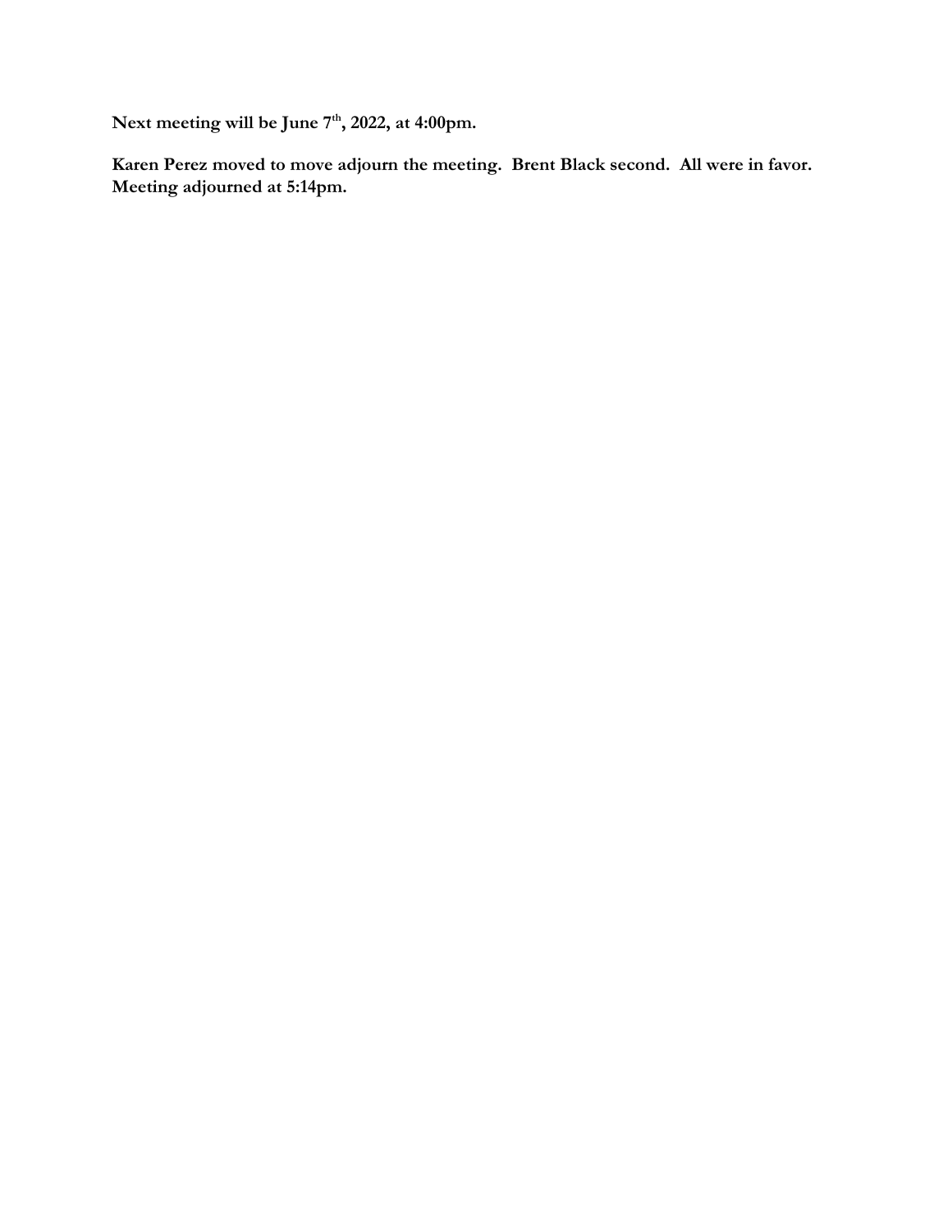**Next meeting will be June 7th, 2022, at 4:00pm.**

**Karen Perez moved to move adjourn the meeting. Brent Black second. All were in favor. Meeting adjourned at 5:14pm.**